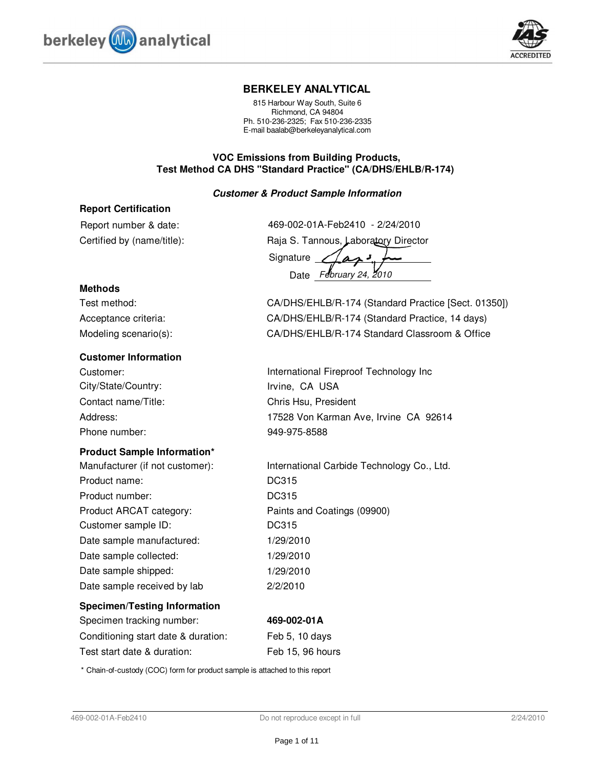berkeley analytical

IAS ACCREDITED

# BERKELEY ANALYTICAL

815 Harbour Way South, Suite 6
Richmond, CA 94804
Ph. 510-236-2325; Fax 510-236-2335
E-mail baalab@berkeleyanalytical.com

## VOC Emissions from Building Products, Test Method CA DHS "Standard Practice" (CA/DHS/EHLB/R-174)

***Customer & Product Sample Information***

### Report Certification

| | |
|---|---|
| Report number & date: | 469-002-01A-Feb2410 - 2/24/2010 |
| Certified by (name/title): | Raja S. Tannous, Laboratory Director |
| Signature | |
| Date | *February 24, 2010* |

### Methods

| | |
|---|---|
| Test method: | CA/DHS/EHLB/R-174 (Standard Practice [Sect. 01350]) |
| Acceptance criteria: | CA/DHS/EHLB/R-174 (Standard Practice, 14 days) |
| Modeling scenario(s): | CA/DHS/EHLB/R-174 Standard Classroom & Office |

### Customer Information

| | |
|---|---|
| Customer: | International Fireproof Technology Inc |
| City/State/Country: | Irvine, CA USA |
| Contact name/Title: | Chris Hsu, President |
| Address: | 17528 Von Karman Ave, Irvine CA 92614 |
| Phone number: | 949-975-8588 |

### Product Sample Information*

| | |
|---|---|
| Manufacturer (if not customer): | International Carbide Technology Co., Ltd. |
| Product name: | DC315 |
| Product number: | DC315 |
| Product ARCAT category: | Paints and Coatings (09900) |
| Customer sample ID: | DC315 |
| Date sample manufactured: | 1/29/2010 |
| Date sample collected: | 1/29/2010 |
| Date sample shipped: | 1/29/2010 |
| Date sample received by lab | 2/2/2010 |

### Specimen/Testing Information

| | |
|---|---|
| Specimen tracking number: | **469-002-01A** |
| Conditioning start date & duration: | Feb 5, 10 days |
| Test start date & duration: | Feb 15, 96 hours |

\* Chain-of-custody (COC) form for product sample is attached to this report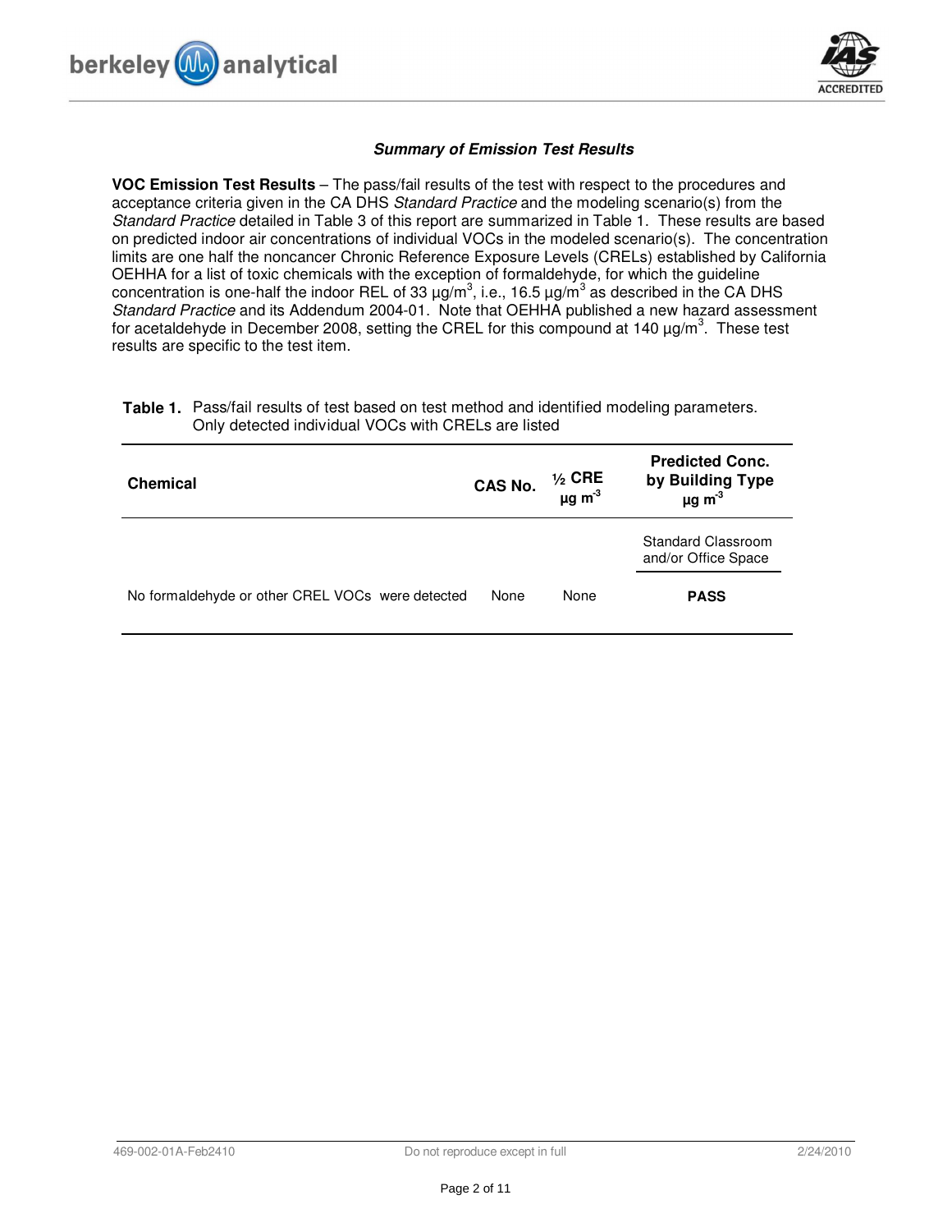### *Summary of Emission Test Results*

**VOC Emission Test Results** – The pass/fail results of the test with respect to the procedures and acceptance criteria given in the CA DHS *Standard Practice* and the modeling scenario(s) from the *Standard Practice* detailed in Table 3 of this report are summarized in Table 1. These results are based on predicted indoor air concentrations of individual VOCs in the modeled scenario(s). The concentration limits are one half the noncancer Chronic Reference Exposure Levels (CRELs) established by California OEHHA for a list of toxic chemicals with the exception of formaldehyde, for which the guideline concentration is one-half the indoor REL of 33 µg/m$^3$, i.e., 16.5 µg/m$^3$ as described in the CA DHS *Standard Practice* and its Addendum 2004-01. Note that OEHHA published a new hazard assessment for acetaldehyde in December 2008, setting the CREL for this compound at 140 µg/m$^3$. These test results are specific to the test item.

**Table 1.** Pass/fail results of test based on test method and identified modeling parameters. Only detected individual VOCs with CRELs are listed

| **Chemical** | **CAS No.** | **½ CRE µg m$^{-3}$** | **Predicted Conc. by Building Type µg m$^{-3}$** |
|---|---|---|---|
| | | | Standard Classroom and/or Office Space |
| No formaldehyde or other CREL VOCs were detected | None | None | **PASS** |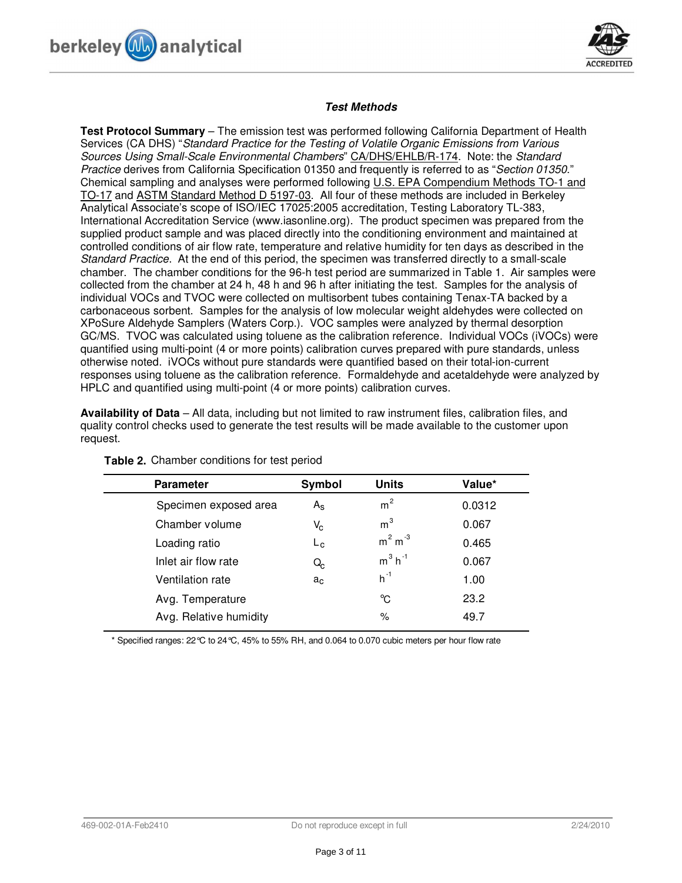### *Test Methods*

**Test Protocol Summary** – The emission test was performed following California Department of Health Services (CA DHS) "*Standard Practice for the Testing of Volatile Organic Emissions from Various Sources Using Small-Scale Environmental Chambers*" CA/DHS/EHLB/R-174. Note: the *Standard Practice* derives from California Specification 01350 and frequently is referred to as "*Section 01350.*" Chemical sampling and analyses were performed following U.S. EPA Compendium Methods TO-1 and TO-17 and ASTM Standard Method D 5197-03. All four of these methods are included in Berkeley Analytical Associate's scope of ISO/IEC 17025:2005 accreditation, Testing Laboratory TL-383, International Accreditation Service (www.iasonline.org). The product specimen was prepared from the supplied product sample and was placed directly into the conditioning environment and maintained at controlled conditions of air flow rate, temperature and relative humidity for ten days as described in the *Standard Practice*. At the end of this period, the specimen was transferred directly to a small-scale chamber. The chamber conditions for the 96-h test period are summarized in Table 1. Air samples were collected from the chamber at 24 h, 48 h and 96 h after initiating the test. Samples for the analysis of individual VOCs and TVOC were collected on multisorbent tubes containing Tenax-TA backed by a carbonaceous sorbent. Samples for the analysis of low molecular weight aldehydes were collected on XPoSure Aldehyde Samplers (Waters Corp.). VOC samples were analyzed by thermal desorption GC/MS. TVOC was calculated using toluene as the calibration reference. Individual VOCs (iVOCs) were quantified using multi-point (4 or more points) calibration curves prepared with pure standards, unless otherwise noted. iVOCs without pure standards were quantified based on their total-ion-current responses using toluene as the calibration reference. Formaldehyde and acetaldehyde were analyzed by HPLC and quantified using multi-point (4 or more points) calibration curves.

**Availability of Data** – All data, including but not limited to raw instrument files, calibration files, and quality control checks used to generate the test results will be made available to the customer upon request.

**Table 2.** Chamber conditions for test period

| Parameter | Symbol | Units | Value* |
|---|---|---|---|
| Specimen exposed area | $A_S$ | $m^2$ | 0.0312 |
| Chamber volume | $V_C$ | $m^3$ | 0.067 |
| Loading ratio | $L_C$ | $m^2\ m^{-3}$ | 0.465 |
| Inlet air flow rate | $Q_C$ | $m^3\ h^{-1}$ | 0.067 |
| Ventilation rate | $a_C$ | $h^{-1}$ | 1.00 |
| Avg. Temperature | | °C | 23.2 |
| Avg. Relative humidity | | % | 49.7 |

\* Specified ranges: 22°C to 24°C, 45% to 55% RH, and 0.064 to 0.070 cubic meters per hour flow rate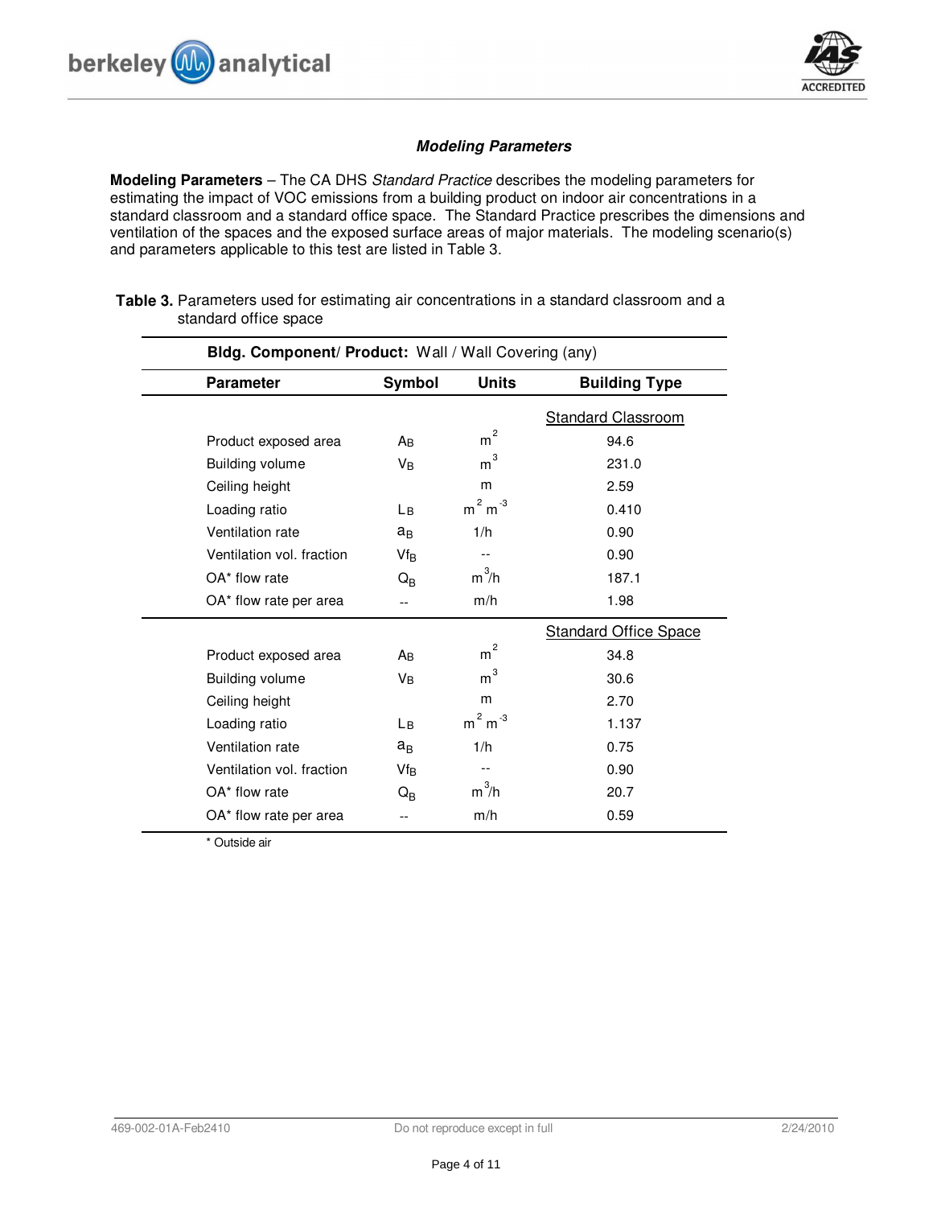### *Modeling Parameters*

**Modeling Parameters** – The CA DHS *Standard Practice* describes the modeling parameters for estimating the impact of VOC emissions from a building product on indoor air concentrations in a standard classroom and a standard office space. The Standard Practice prescribes the dimensions and ventilation of the spaces and the exposed surface areas of major materials. The modeling scenario(s) and parameters applicable to this test are listed in Table 3.

**Table 3.** Parameters used for estimating air concentrations in a standard classroom and a standard office space

| **Bldg. Component/ Product:** Wall / Wall Covering (any) | | | |
|---|---|---|---|
| **Parameter** | **Symbol** | **Units** | **Building Type** |
| | | | Standard Classroom |
| Product exposed area | $A_B$ | $m^2$ | 94.6 |
| Building volume | $V_B$ | $m^3$ | 231.0 |
| Ceiling height | | m | 2.59 |
| Loading ratio | $L_B$ | $m^2 m^{-3}$ | 0.410 |
| Ventilation rate | $a_B$ | 1/h | 0.90 |
| Ventilation vol. fraction | $Vf_B$ | -- | 0.90 |
| OA* flow rate | $Q_B$ | $m^3/h$ | 187.1 |
| OA* flow rate per area | -- | m/h | 1.98 |
| | | | Standard Office Space |
| Product exposed area | $A_B$ | $m^2$ | 34.8 |
| Building volume | $V_B$ | $m^3$ | 30.6 |
| Ceiling height | | m | 2.70 |
| Loading ratio | $L_B$ | $m^2 m^{-3}$ | 1.137 |
| Ventilation rate | $a_B$ | 1/h | 0.75 |
| Ventilation vol. fraction | $Vf_B$ | -- | 0.90 |
| OA* flow rate | $Q_B$ | $m^3/h$ | 20.7 |
| OA* flow rate per area | -- | m/h | 0.59 |

\* Outside air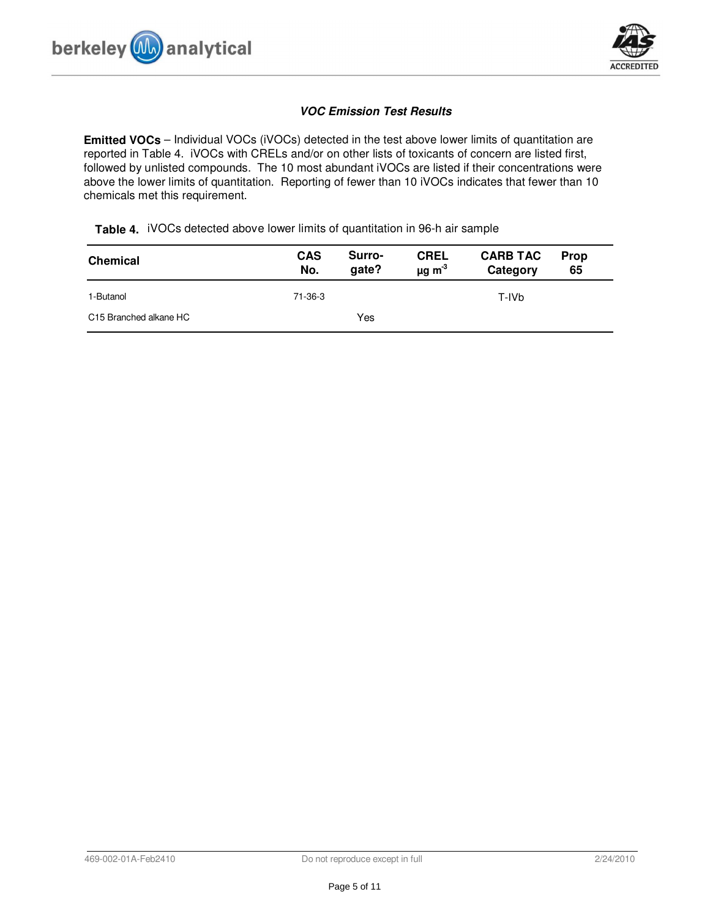### *VOC Emission Test Results*

**Emitted VOCs** – Individual VOCs (iVOCs) detected in the test above lower limits of quantitation are reported in Table 4. iVOCs with CRELs and/or on other lists of toxicants of concern are listed first, followed by unlisted compounds. The 10 most abundant iVOCs are listed if their concentrations were above the lower limits of quantitation. Reporting of fewer than 10 iVOCs indicates that fewer than 10 chemicals met this requirement.

**Table 4.** iVOCs detected above lower limits of quantitation in 96-h air sample

| Chemical | CAS No. | Surro-gate? | CREL $\mu g\ m^{-3}$ | CARB TAC Category | Prop 65 |
|---|---|---|---|---|---|
| 1-Butanol | 71-36-3 | | | T-IVb | |
| C15 Branched alkane HC | | Yes | | | |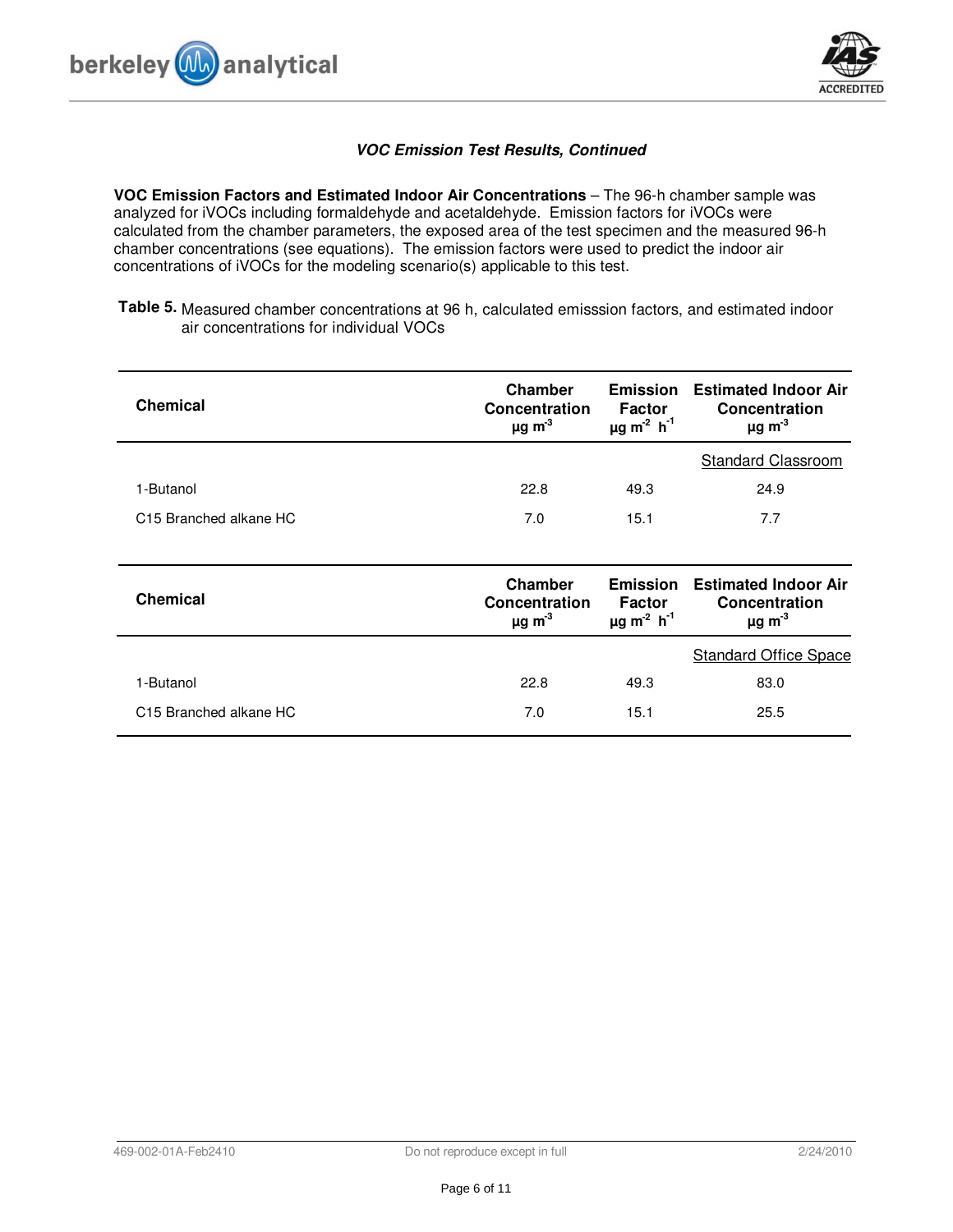### *VOC Emission Test Results, Continued*

**VOC Emission Factors and Estimated Indoor Air Concentrations** – The 96-h chamber sample was analyzed for iVOCs including formaldehyde and acetaldehyde. Emission factors for iVOCs were calculated from the chamber parameters, the exposed area of the test specimen and the measured 96-h chamber concentrations (see equations). The emission factors were used to predict the indoor air concentrations of iVOCs for the modeling scenario(s) applicable to this test.

**Table 5.** Measured chamber concentrations at 96 h, calculated emisssion factors, and estimated indoor air concentrations for individual VOCs

| Chemical | Chamber Concentration $\mu g\ m^{-3}$ | Emission Factor $\mu g\ m^{-2}\ h^{-1}$ | Estimated Indoor Air Concentration $\mu g\ m^{-3}$ |
|---|---|---|---|
| | | | Standard Classroom |
| 1-Butanol | 22.8 | 49.3 | 24.9 |
| C15 Branched alkane HC | 7.0 | 15.1 | 7.7 |

| Chemical | Chamber Concentration $\mu g\ m^{-3}$ | Emission Factor $\mu g\ m^{-2}\ h^{-1}$ | Estimated Indoor Air Concentration $\mu g\ m^{-3}$ |
|---|---|---|---|
| | | | Standard Office Space |
| 1-Butanol | 22.8 | 49.3 | 83.0 |
| C15 Branched alkane HC | 7.0 | 15.1 | 25.5 |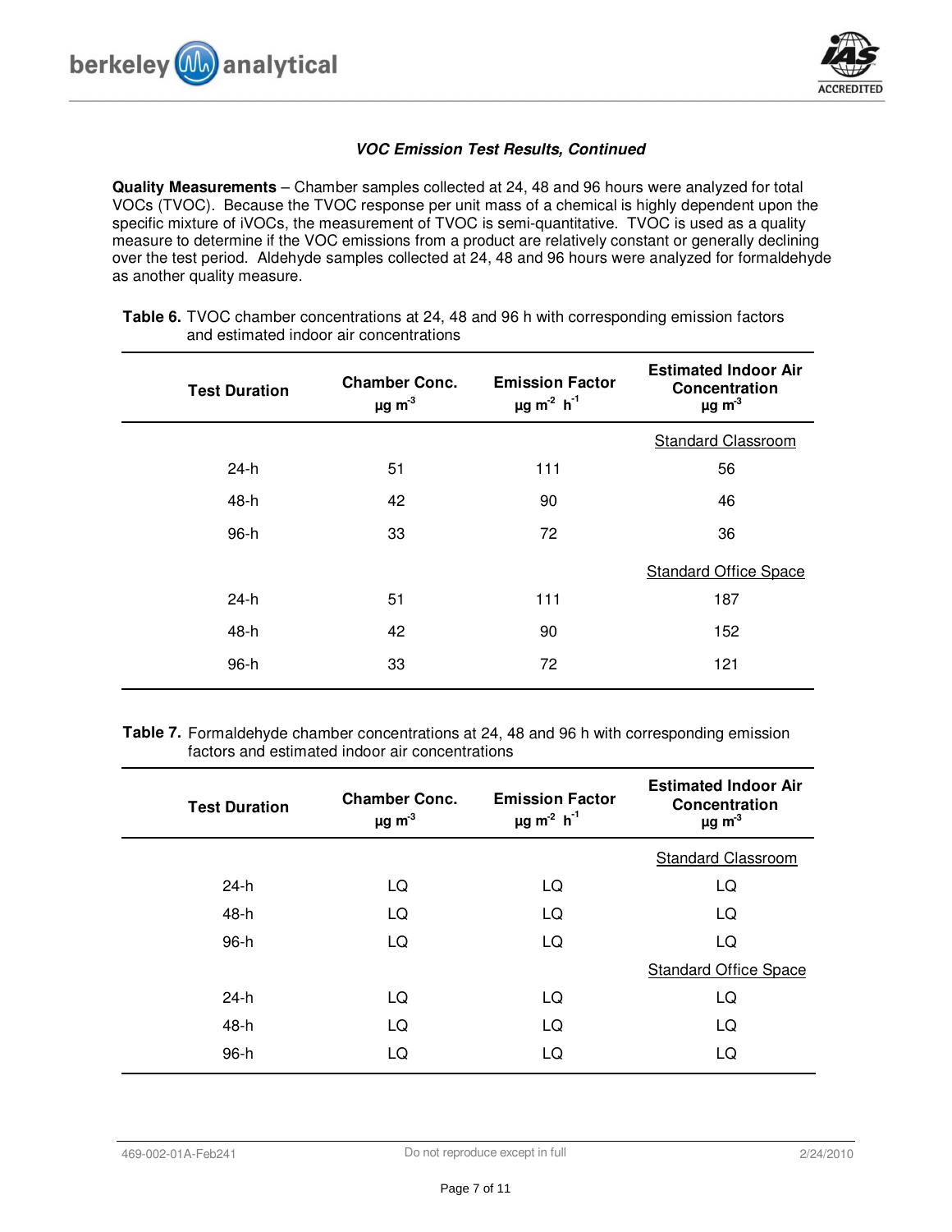### *VOC Emission Test Results, Continued*

**Quality Measurements** – Chamber samples collected at 24, 48 and 96 hours were analyzed for total VOCs (TVOC). Because the TVOC response per unit mass of a chemical is highly dependent upon the specific mixture of iVOCs, the measurement of TVOC is semi-quantitative. TVOC is used as a quality measure to determine if the VOC emissions from a product are relatively constant or generally declining over the test period. Aldehyde samples collected at 24, 48 and 96 hours were analyzed for formaldehyde as another quality measure.

**Table 6.** TVOC chamber concentrations at 24, 48 and 96 h with corresponding emission factors and estimated indoor air concentrations

| Test Duration | Chamber Conc. µg $m^{-3}$ | Emission Factor µg $m^{-2}$ $h^{-1}$ | Estimated Indoor Air Concentration µg $m^{-3}$ |
|---|---|---|---|
| | | | Standard Classroom |
| 24-h | 51 | 111 | 56 |
| 48-h | 42 | 90 | 46 |
| 96-h | 33 | 72 | 36 |
| | | | Standard Office Space |
| 24-h | 51 | 111 | 187 |
| 48-h | 42 | 90 | 152 |
| 96-h | 33 | 72 | 121 |

**Table 7.** Formaldehyde chamber concentrations at 24, 48 and 96 h with corresponding emission factors and estimated indoor air concentrations

| Test Duration | Chamber Conc. µg $m^{-3}$ | Emission Factor µg $m^{-2}$ $h^{-1}$ | Estimated Indoor Air Concentration µg $m^{-3}$ |
|---|---|---|---|
| | | | Standard Classroom |
| 24-h | LQ | LQ | LQ |
| 48-h | LQ | LQ | LQ |
| 96-h | LQ | LQ | LQ |
| | | | Standard Office Space |
| 24-h | LQ | LQ | LQ |
| 48-h | LQ | LQ | LQ |
| 96-h | LQ | LQ | LQ |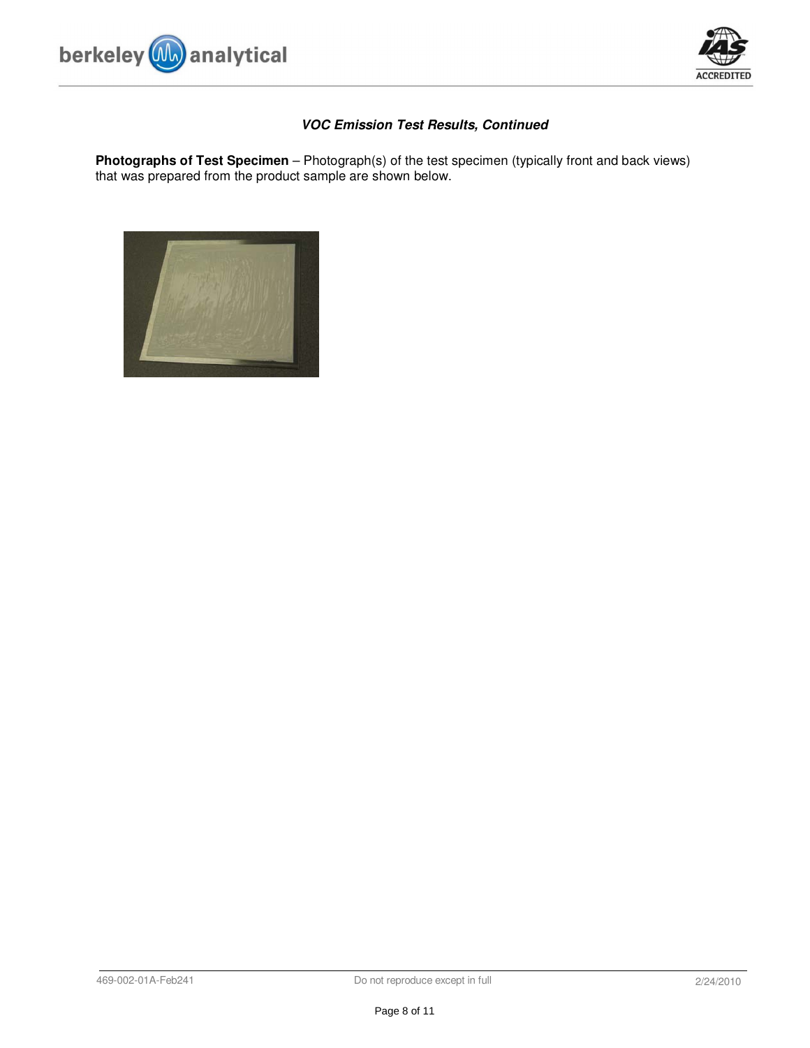***VOC Emission Test Results, Continued***

**Photographs of Test Specimen** – Photograph(s) of the test specimen (typically front and back views) that was prepared from the product sample are shown below.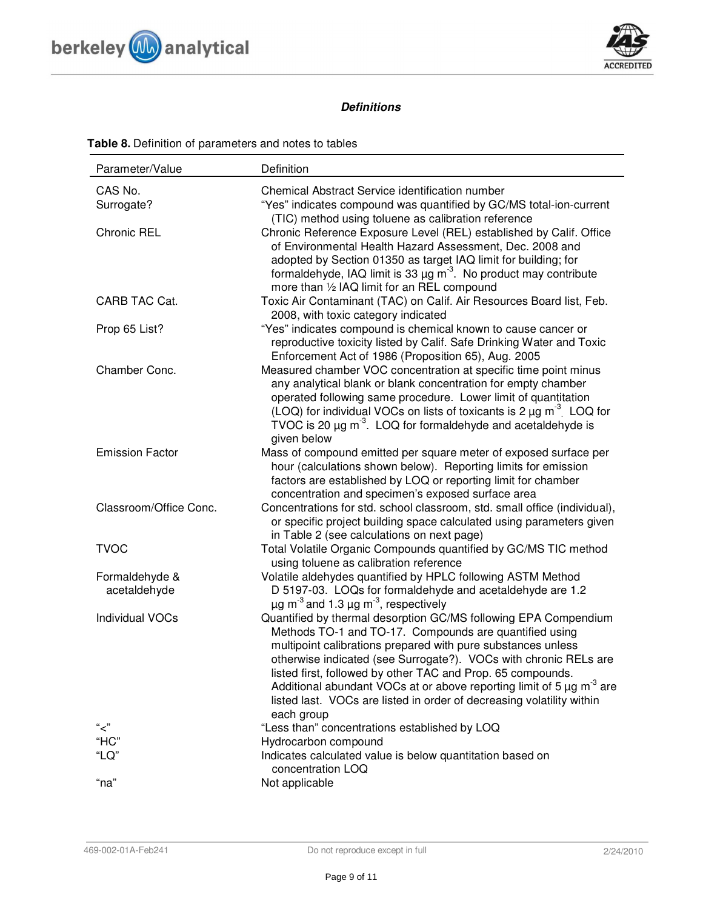### *Definitions*

**Table 8.** Definition of parameters and notes to tables

| Parameter/Value | Definition |
|---|---|
| CAS No. | Chemical Abstract Service identification number |
| Surrogate? | "Yes" indicates compound was quantified by GC/MS total-ion-current (TIC) method using toluene as calibration reference |
| Chronic REL | Chronic Reference Exposure Level (REL) established by Calif. Office of Environmental Health Hazard Assessment, Dec. 2008 and adopted by Section 01350 as target IAQ limit for building; for formaldehyde, IAQ limit is 33 µg $m^{-3}$. No product may contribute more than ½ IAQ limit for an REL compound |
| CARB TAC Cat. | Toxic Air Contaminant (TAC) on Calif. Air Resources Board list, Feb. 2008, with toxic category indicated |
| Prop 65 List? | "Yes" indicates compound is chemical known to cause cancer or reproductive toxicity listed by Calif. Safe Drinking Water and Toxic Enforcement Act of 1986 (Proposition 65), Aug. 2005 |
| Chamber Conc. | Measured chamber VOC concentration at specific time point minus any analytical blank or blank concentration for empty chamber operated following same procedure. Lower limit of quantitation (LOQ) for individual VOCs on lists of toxicants is 2 µg $m^{-3}$. LOQ for TVOC is 20 µg $m^{-3}$. LOQ for formaldehyde and acetaldehyde is given below |
| Emission Factor | Mass of compound emitted per square meter of exposed surface per hour (calculations shown below). Reporting limits for emission factors are established by LOQ or reporting limit for chamber concentration and specimen's exposed surface area |
| Classroom/Office Conc. | Concentrations for std. school classroom, std. small office (individual), or specific project building space calculated using parameters given in Table 2 (see calculations on next page) |
| TVOC | Total Volatile Organic Compounds quantified by GC/MS TIC method using toluene as calibration reference |
| Formaldehyde & acetaldehyde | Volatile aldehydes quantified by HPLC following ASTM Method D 5197-03. LOQs for formaldehyde and acetaldehyde are 1.2 µg $m^{-3}$ and 1.3 µg $m^{-3}$, respectively |
| Individual VOCs | Quantified by thermal desorption GC/MS following EPA Compendium Methods TO-1 and TO-17. Compounds are quantified using multipoint calibrations prepared with pure substances unless otherwise indicated (see Surrogate?). VOCs with chronic RELs are listed first, followed by other TAC and Prop. 65 compounds. Additional abundant VOCs at or above reporting limit of 5 µg $m^{-3}$ are listed last. VOCs are listed in order of decreasing volatility within each group |
| "<" | "Less than" concentrations established by LOQ |
| "HC" | Hydrocarbon compound |
| "LQ" | Indicates calculated value is below quantitation based on concentration LOQ |
| "na" | Not applicable |

469-002-01A-Feb241 Do not reproduce except in full 2/24/2010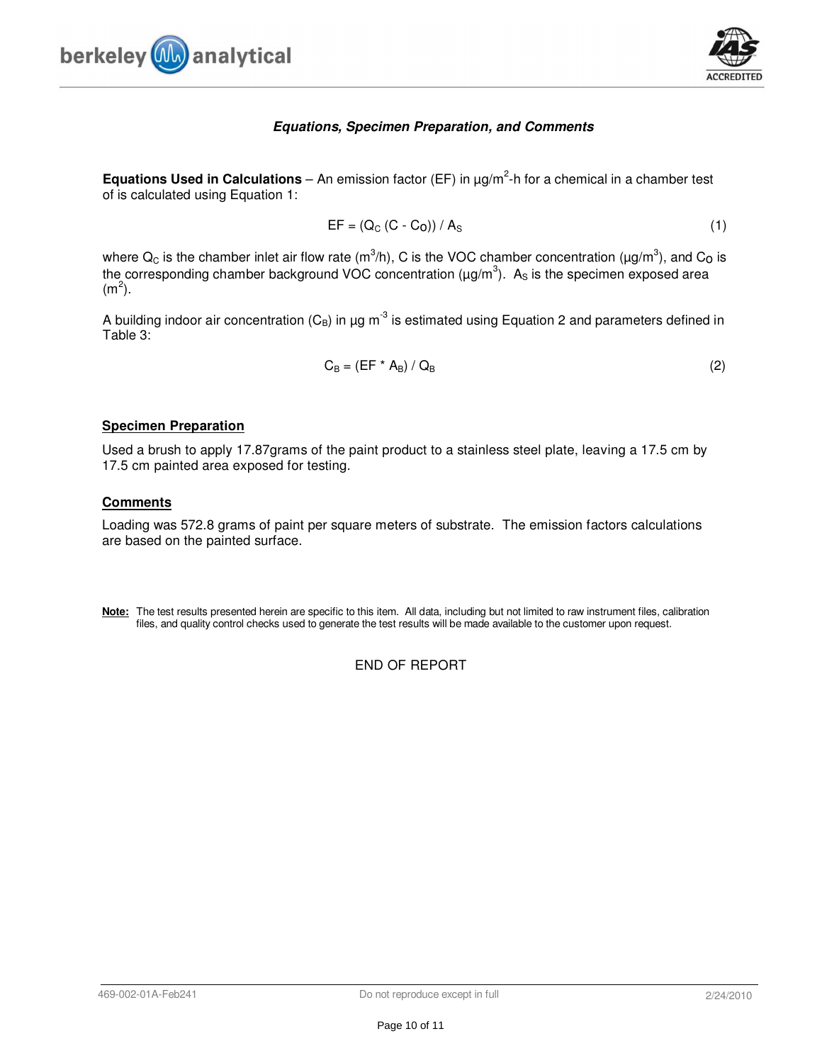### *Equations, Specimen Preparation, and Comments*

**Equations Used in Calculations** – An emission factor (EF) in $\mu g/m^2$-h for a chemical in a chamber test of is calculated using Equation 1:

$$EF = (Q_C (C - C_O)) / A_S \quad (1)$$

where $Q_C$ is the chamber inlet air flow rate ($m^3/h$), C is the VOC chamber concentration ($\mu g/m^3$), and $C_O$ is the corresponding chamber background VOC concentration ($\mu g/m^3$). $A_S$ is the specimen exposed area ($m^2$).

A building indoor air concentration ($C_B$) in $\mu g\ m^{-3}$ is estimated using Equation 2 and parameters defined in Table 3:

$$C_B = (EF * A_B) / Q_B \quad (2)$$

**Specimen Preparation**

Used a brush to apply 17.87grams of the paint product to a stainless steel plate, leaving a 17.5 cm by 17.5 cm painted area exposed for testing.

**Comments**

Loading was 572.8 grams of paint per square meters of substrate. The emission factors calculations are based on the painted surface.

**Note:** The test results presented herein are specific to this item. All data, including but not limited to raw instrument files, calibration files, and quality control checks used to generate the test results will be made available to the customer upon request.

END OF REPORT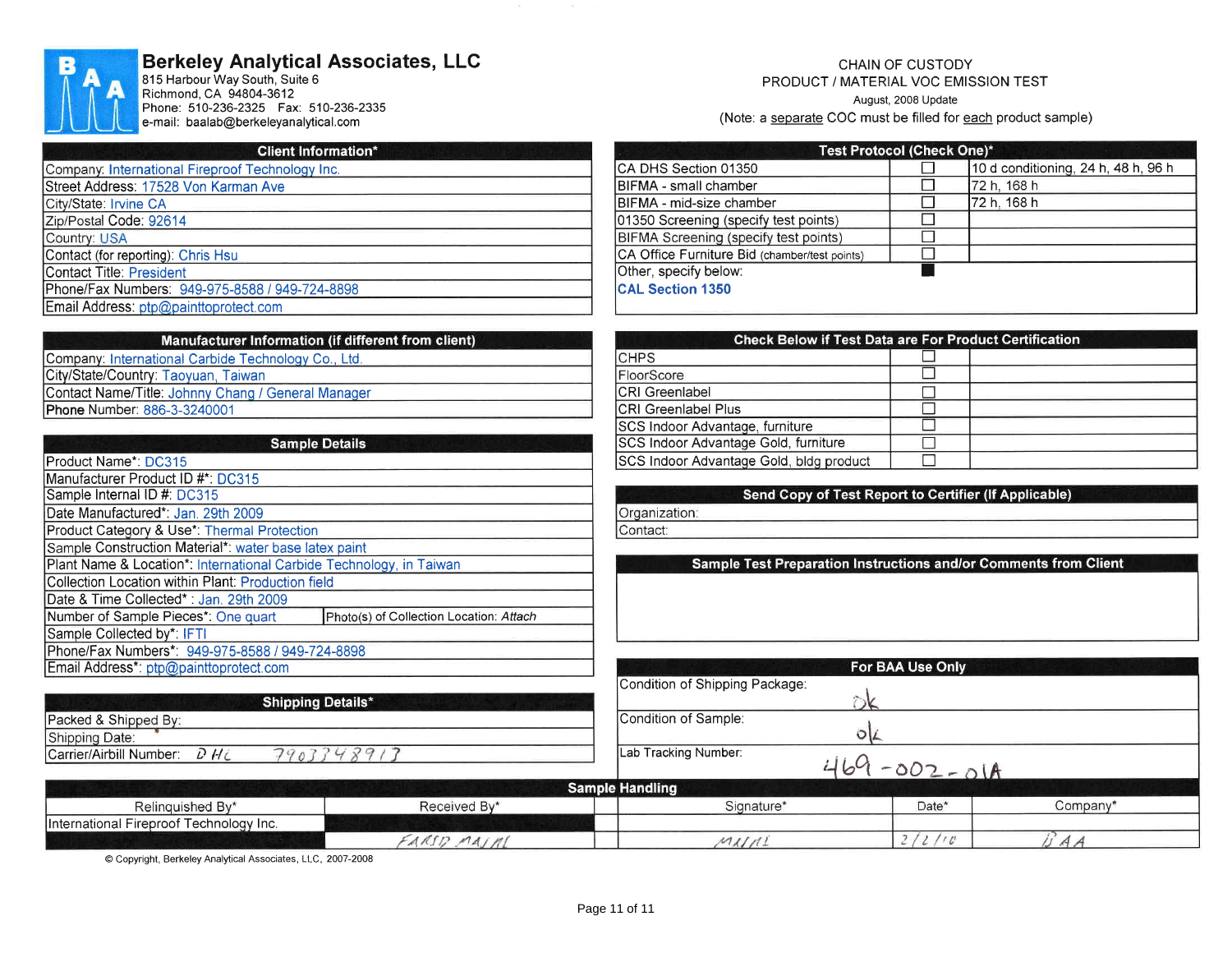# Berkeley Analytical Associates, LLC

815 Harbour Way South, Suite 6
Richmond, CA 94804-3612
Phone: 510-236-2325 Fax: 510-236-2335
e-mail: baalab@berkeleyanalytical.com

CHAIN OF CUSTODY
PRODUCT / MATERIAL VOC EMISSION TEST
August, 2008 Update
(Note: a separate COC must be filled for each product sample)

| Client Information* |
|---|
| Company: International Fireproof Technology Inc. |
| Street Address: 17528 Von Karman Ave |
| City/State: Irvine CA |
| Zip/Postal Code: 92614 |
| Country: USA |
| Contact (for reporting): Chris Hsu |
| Contact Title: President |
| Phone/Fax Numbers: 949-975-8588 / 949-724-8898 |
| Email Address: ptp@painttoprotect.com |

| Test Protocol (Check One)* | | |
|---|---|---|
| CA DHS Section 01350 | ☐ | 10 d conditioning, 24 h, 48 h, 96 h |
| BIFMA - small chamber | ☐ | 72 h, 168 h |
| BIFMA - mid-size chamber | ☐ | 72 h, 168 h |
| 01350 Screening (specify test points) | ☐ | |
| BIFMA Screening (specify test points) | ☐ | |
| CA Office Furniture Bid (chamber/test points) | ☐ | |
| Other, specify below: **CAL Section 1350** | ■ | |

| Manufacturer Information (if different from client) |
|---|
| Company: International Carbide Technology Co., Ltd. |
| City/State/Country: Taoyuan, Taiwan |
| Contact Name/Title: Johnny Chang / General Manager |
| Phone Number: 886-3-3240001 |

| Check Below if Test Data are For Product Certification | | |
|---|---|---|
| CHPS | ☐ | |
| FloorScore | ☐ | |
| CRI Greenlabel | ☐ | |
| CRI Greenlabel Plus | ☐ | |
| SCS Indoor Advantage, furniture | ☐ | |
| SCS Indoor Advantage Gold, furniture | ☐ | |
| SCS Indoor Advantage Gold, bldg product | ☐ | |

| Sample Details | |
|---|---|
| Product Name*: DC315 | |
| Manufacturer Product ID #*: DC315 | |
| Sample Internal ID #: DC315 | |
| Date Manufactured*: Jan. 29th 2009 | |
| Product Category & Use*: Thermal Protection | |
| Sample Construction Material*: water base latex paint | |
| Plant Name & Location*: International Carbide Technology, in Taiwan | |
| Collection Location within Plant: Production field | |
| Date & Time Collected* : Jan. 29th 2009 | |
| Number of Sample Pieces*: One quart | Photo(s) of Collection Location: *Attach* |
| Sample Collected by*: IFTI | |
| Phone/Fax Numbers*: 949-975-8588 / 949-724-8898 | |
| Email Address*: ptp@painttoprotect.com | |

| Send Copy of Test Report to Certifier (If Applicable) |
|---|
| Organization: |
| Contact: |

| Sample Test Preparation Instructions and/or Comments from Client |
|---|
| |

| Shipping Details* |
|---|
| Packed & Shipped By: |
| Shipping Date: |
| Carrier/Airbill Number: DHL 7903348913 |

| For BAA Use Only |
|---|
| Condition of Shipping Package: ok |
| Condition of Sample: ok |
| Lab Tracking Number: 469-002-01A |

**Sample Handling**

| Relinquished By* | Received By* | Signature* | Date* | Company* |
|---|---|---|---|---|
| International Fireproof Technology Inc. | | | | |
| | FARID MAIMI | MAIMI | 2/2/10 | BAA |

© Copyright, Berkeley Analytical Associates, LLC, 2007-2008